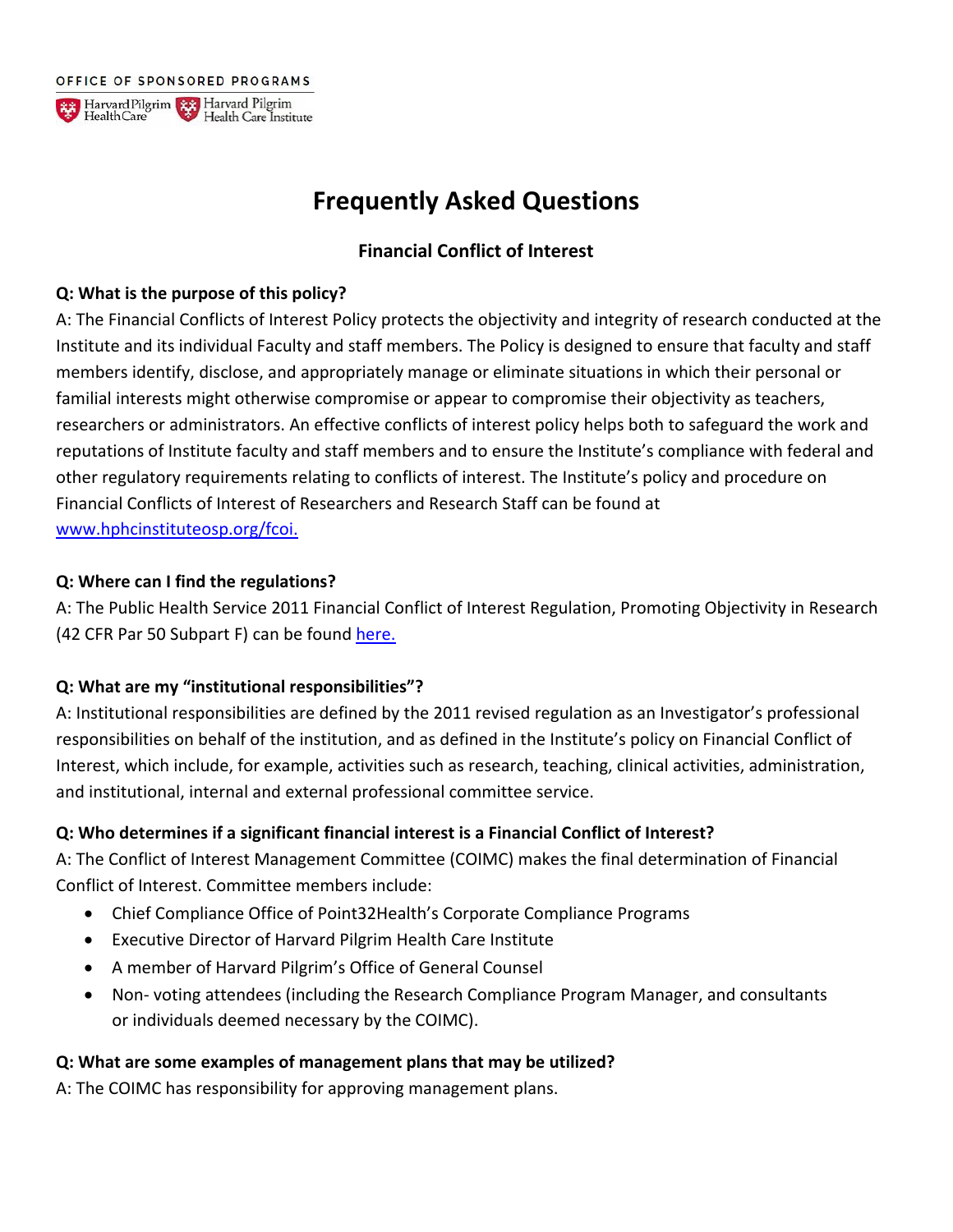OFFICE OF SPONSORED PROGRAMS

Harvard Pilgrim Health Care | Harvard Pilgrim Health Care Institute

# Frequently Asked Questions

## Financial Conflict of Interest

**Q: What is the purpose of this policy?**

A: The Financial Conflicts of Interest Policy protects the objectivity and integrity of research conducted at the Institute and its individual Faculty and staff members. The Policy is designed to ensure that faculty and staff members identify, disclose, and appropriately manage or eliminate situations in which their personal or familial interests might otherwise compromise or appear to compromise their objectivity as teachers, researchers or administrators. An effective conflicts of interest policy helps both to safeguard the work and reputations of Institute faculty and staff members and to ensure the Institute's compliance with federal and other regulatory requirements relating to conflicts of interest. The Institute's policy and procedure on Financial Conflicts of Interest of Researchers and Research Staff can be found at [www.hphcinstituteosp.org/fcoi.](www.hphcinstituteosp.org/fcoi)

**Q: Where can I find the regulations?**

A: The Public Health Service 2011 Financial Conflict of Interest Regulation, Promoting Objectivity in Research (42 CFR Par 50 Subpart F) can be found [here.]()

**Q: What are my "institutional responsibilities"?**

A: Institutional responsibilities are defined by the 2011 revised regulation as an Investigator's professional responsibilities on behalf of the institution, and as defined in the Institute's policy on Financial Conflict of Interest, which include, for example, activities such as research, teaching, clinical activities, administration, and institutional, internal and external professional committee service.

**Q: Who determines if a significant financial interest is a Financial Conflict of Interest?**

A: The Conflict of Interest Management Committee (COIMC) makes the final determination of Financial Conflict of Interest. Committee members include:

- Chief Compliance Office of Point32Health's Corporate Compliance Programs
- Executive Director of Harvard Pilgrim Health Care Institute
- A member of Harvard Pilgrim's Office of General Counsel
- Non- voting attendees (including the Research Compliance Program Manager, and consultants or individuals deemed necessary by the COIMC).

**Q: What are some examples of management plans that may be utilized?**

A: The COIMC has responsibility for approving management plans.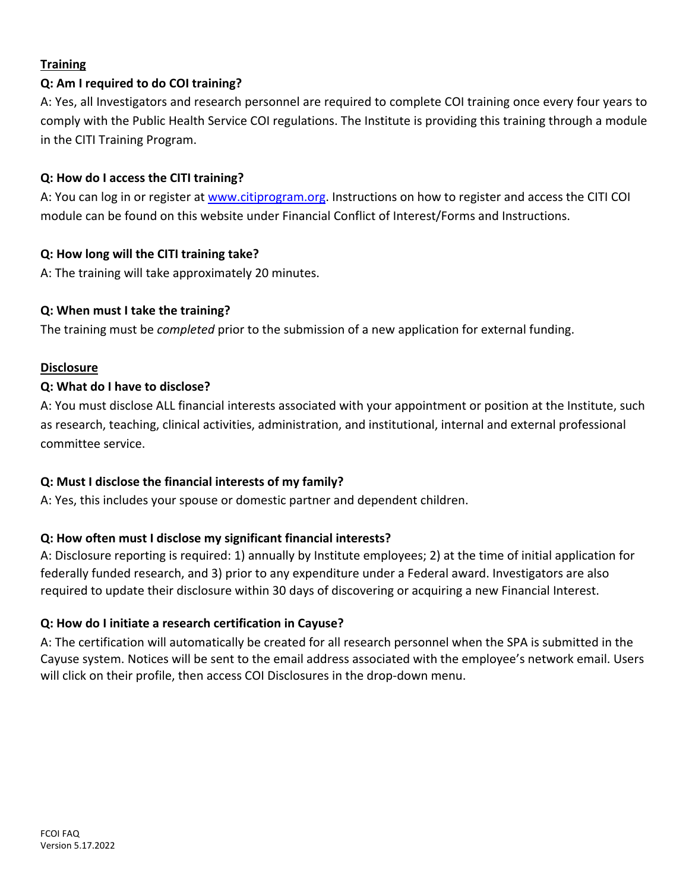**Training**

**Q: Am I required to do COI training?**

A: Yes, all Investigators and research personnel are required to complete COI training once every four years to comply with the Public Health Service COI regulations. The Institute is providing this training through a module in the CITI Training Program.

**Q: How do I access the CITI training?**

A: You can log in or register at [www.citiprogram.org](www.citiprogram.org). Instructions on how to register and access the CITI COI module can be found on this website under Financial Conflict of Interest/Forms and Instructions.

**Q: How long will the CITI training take?**

A: The training will take approximately 20 minutes.

**Q: When must I take the training?**

The training must be *completed* prior to the submission of a new application for external funding.

**Disclosure**

**Q: What do I have to disclose?**

A: You must disclose ALL financial interests associated with your appointment or position at the Institute, such as research, teaching, clinical activities, administration, and institutional, internal and external professional committee service.

**Q: Must I disclose the financial interests of my family?**

A: Yes, this includes your spouse or domestic partner and dependent children.

**Q: How often must I disclose my significant financial interests?**

A: Disclosure reporting is required: 1) annually by Institute employees; 2) at the time of initial application for federally funded research, and 3) prior to any expenditure under a Federal award. Investigators are also required to update their disclosure within 30 days of discovering or acquiring a new Financial Interest.

**Q: How do I initiate a research certification in Cayuse?**

A: The certification will automatically be created for all research personnel when the SPA is submitted in the Cayuse system. Notices will be sent to the email address associated with the employee's network email. Users will click on their profile, then access COI Disclosures in the drop-down menu.

FCOI FAQ
Version 5.17.2022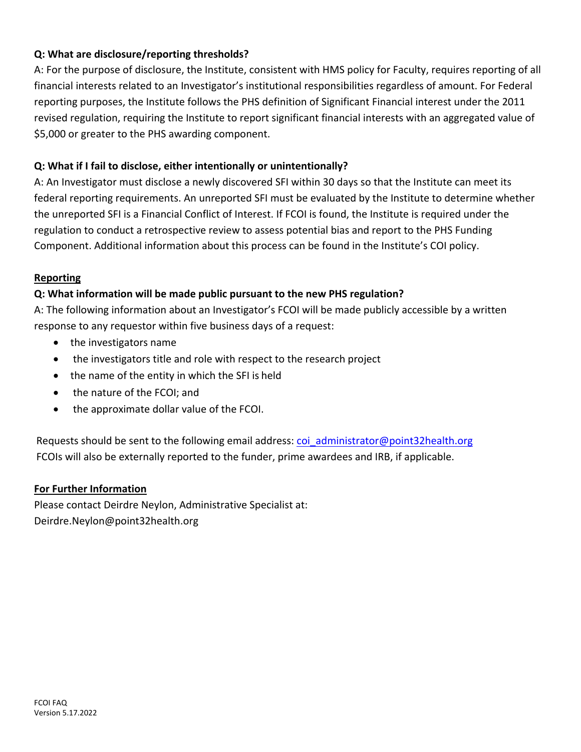**Q: What are disclosure/reporting thresholds?**

A: For the purpose of disclosure, the Institute, consistent with HMS policy for Faculty, requires reporting of all financial interests related to an Investigator's institutional responsibilities regardless of amount. For Federal reporting purposes, the Institute follows the PHS definition of Significant Financial interest under the 2011 revised regulation, requiring the Institute to report significant financial interests with an aggregated value of $5,000 or greater to the PHS awarding component.

**Q: What if I fail to disclose, either intentionally or unintentionally?**

A: An Investigator must disclose a newly discovered SFI within 30 days so that the Institute can meet its federal reporting requirements. An unreported SFI must be evaluated by the Institute to determine whether the unreported SFI is a Financial Conflict of Interest. If FCOI is found, the Institute is required under the regulation to conduct a retrospective review to assess potential bias and report to the PHS Funding Component. Additional information about this process can be found in the Institute's COI policy.

## Reporting

**Q: What information will be made public pursuant to the new PHS regulation?**

A: The following information about an Investigator's FCOI will be made publicly accessible by a written response to any requestor within five business days of a request:

- the investigators name
- the investigators title and role with respect to the research project
- the name of the entity in which the SFI is held
- the nature of the FCOI; and
- the approximate dollar value of the FCOI.

Requests should be sent to the following email address: coi_administrator@point32health.org

FCOIs will also be externally reported to the funder, prime awardees and IRB, if applicable.

## For Further Information

Please contact Deirdre Neylon, Administrative Specialist at:
Deirdre.Neylon@point32health.org

FCOI FAQ
Version 5.17.2022